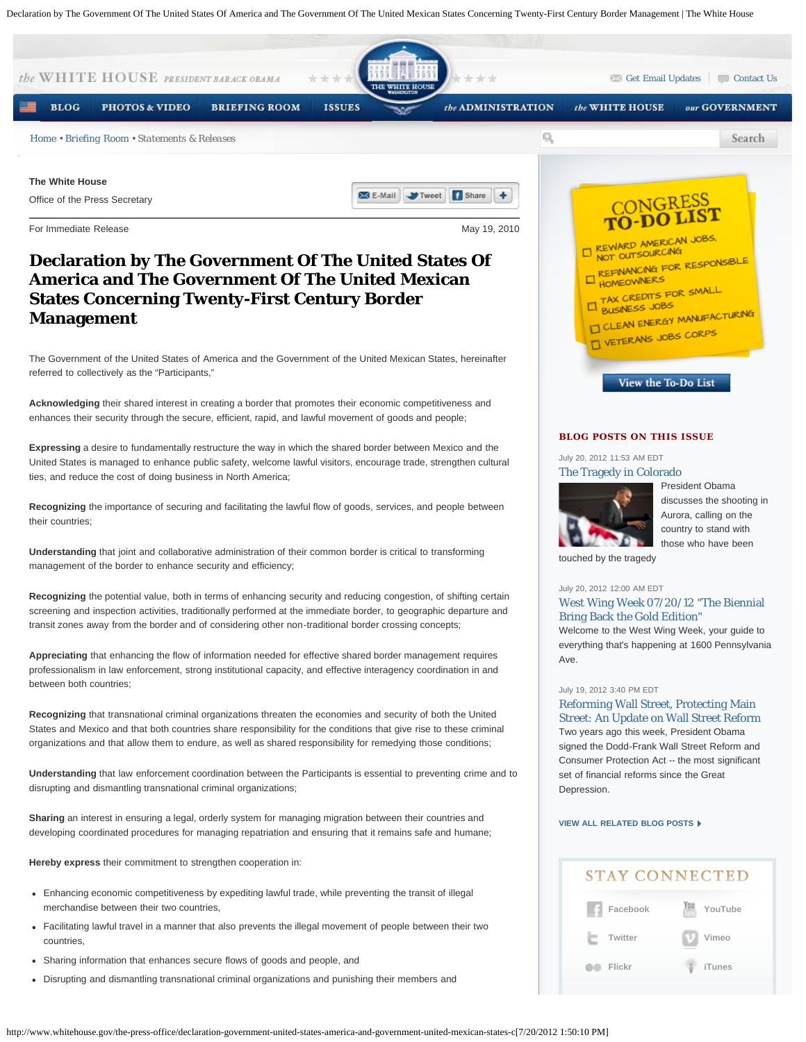The White House

Office of the Press Secretary

For Immediate Release May 19, 2010

# Declaration by The Government Of The United States Of America and The Government Of The United Mexican States Concerning Twenty-First Century Border Management

The Government of the United States of America and the Government of the United Mexican States, hereinafter referred to collectively as the "Participants,"

**Acknowledging** their shared interest in creating a border that promotes their economic competitiveness and enhances their security through the secure, efficient, rapid, and lawful movement of goods and people;

**Expressing** a desire to fundamentally restructure the way in which the shared border between Mexico and the United States is managed to enhance public safety, welcome lawful visitors, encourage trade, strengthen cultural ties, and reduce the cost of doing business in North America;

**Recognizing** the importance of securing and facilitating the lawful flow of goods, services, and people between their countries;

**Understanding** that joint and collaborative administration of their common border is critical to transforming management of the border to enhance security and efficiency;

**Recognizing** the potential value, both in terms of enhancing security and reducing congestion, of shifting certain screening and inspection activities, traditionally performed at the immediate border, to geographic departure and transit zones away from the border and of considering other non-traditional border crossing concepts;

**Appreciating** that enhancing the flow of information needed for effective shared border management requires professionalism in law enforcement, strong institutional capacity, and effective interagency coordination in and between both countries;

**Recognizing** that transnational criminal organizations threaten the economies and security of both the United States and Mexico and that both countries share responsibility for the conditions that give rise to these criminal organizations and that allow them to endure, as well as shared responsibility for remedying those conditions;

**Understanding** that law enforcement coordination between the Participants is essential to preventing crime and to disrupting and dismantling transnational criminal organizations;

**Sharing** an interest in ensuring a legal, orderly system for managing migration between their countries and developing coordinated procedures for managing repatriation and ensuring that it remains safe and humane;

**Hereby express** their commitment to strengthen cooperation in:

- Enhancing economic competitiveness by expediting lawful trade, while preventing the transit of illegal merchandise between their two countries,
- Facilitating lawful travel in a manner that also prevents the illegal movement of people between their two countries,
- Sharing information that enhances secure flows of goods and people, and
- Disrupting and dismantling transnational criminal organizations and punishing their members and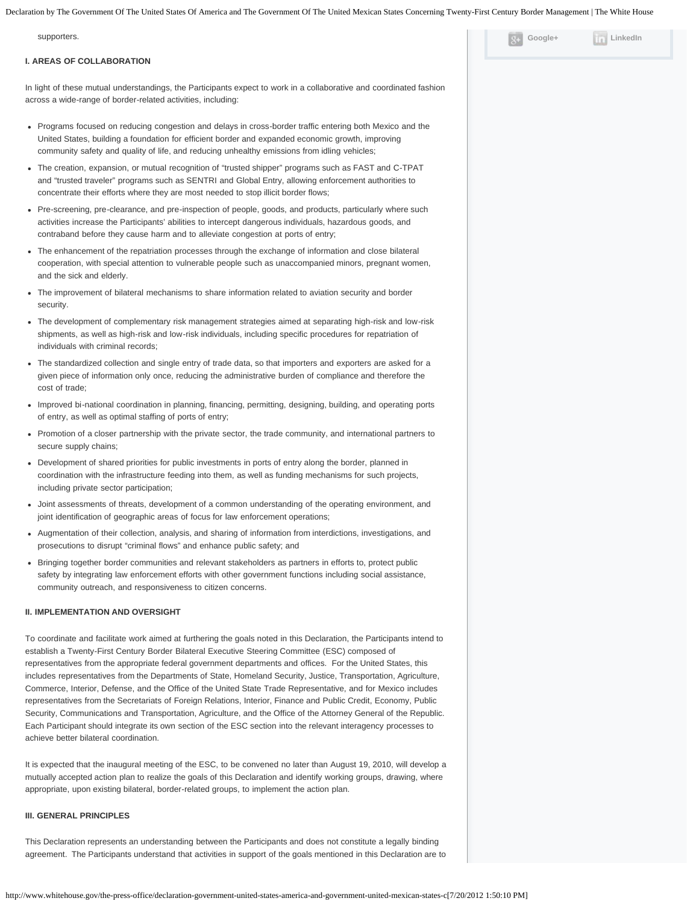supporters.

**I. AREAS OF COLLABORATION**

In light of these mutual understandings, the Participants expect to work in a collaborative and coordinated fashion across a wide-range of border-related activities, including:

- Programs focused on reducing congestion and delays in cross-border traffic entering both Mexico and the United States, building a foundation for efficient border and expanded economic growth, improving community safety and quality of life, and reducing unhealthy emissions from idling vehicles;
- The creation, expansion, or mutual recognition of "trusted shipper" programs such as FAST and C-TPAT and "trusted traveler" programs such as SENTRI and Global Entry, allowing enforcement authorities to concentrate their efforts where they are most needed to stop illicit border flows;
- Pre-screening, pre-clearance, and pre-inspection of people, goods, and products, particularly where such activities increase the Participants' abilities to intercept dangerous individuals, hazardous goods, and contraband before they cause harm and to alleviate congestion at ports of entry;
- The enhancement of the repatriation processes through the exchange of information and close bilateral cooperation, with special attention to vulnerable people such as unaccompanied minors, pregnant women, and the sick and elderly.
- The improvement of bilateral mechanisms to share information related to aviation security and border security.
- The development of complementary risk management strategies aimed at separating high-risk and low-risk shipments, as well as high-risk and low-risk individuals, including specific procedures for repatriation of individuals with criminal records;
- The standardized collection and single entry of trade data, so that importers and exporters are asked for a given piece of information only once, reducing the administrative burden of compliance and therefore the cost of trade;
- Improved bi-national coordination in planning, financing, permitting, designing, building, and operating ports of entry, as well as optimal staffing of ports of entry;
- Promotion of a closer partnership with the private sector, the trade community, and international partners to secure supply chains;
- Development of shared priorities for public investments in ports of entry along the border, planned in coordination with the infrastructure feeding into them, as well as funding mechanisms for such projects, including private sector participation;
- Joint assessments of threats, development of a common understanding of the operating environment, and joint identification of geographic areas of focus for law enforcement operations;
- Augmentation of their collection, analysis, and sharing of information from interdictions, investigations, and prosecutions to disrupt "criminal flows" and enhance public safety; and
- Bringing together border communities and relevant stakeholders as partners in efforts to, protect public safety by integrating law enforcement efforts with other government functions including social assistance, community outreach, and responsiveness to citizen concerns.

**II. IMPLEMENTATION AND OVERSIGHT**

To coordinate and facilitate work aimed at furthering the goals noted in this Declaration, the Participants intend to establish a Twenty-First Century Border Bilateral Executive Steering Committee (ESC) composed of representatives from the appropriate federal government departments and offices. For the United States, this includes representatives from the Departments of State, Homeland Security, Justice, Transportation, Agriculture, Commerce, Interior, Defense, and the Office of the United State Trade Representative, and for Mexico includes representatives from the Secretariats of Foreign Relations, Interior, Finance and Public Credit, Economy, Public Security, Communications and Transportation, Agriculture, and the Office of the Attorney General of the Republic. Each Participant should integrate its own section of the ESC section into the relevant interagency processes to achieve better bilateral coordination.

It is expected that the inaugural meeting of the ESC, to be convened no later than August 19, 2010, will develop a mutually accepted action plan to realize the goals of this Declaration and identify working groups, drawing, where appropriate, upon existing bilateral, border-related groups, to implement the action plan.

**III. GENERAL PRINCIPLES**

This Declaration represents an understanding between the Participants and does not constitute a legally binding agreement. The Participants understand that activities in support of the goals mentioned in this Declaration are to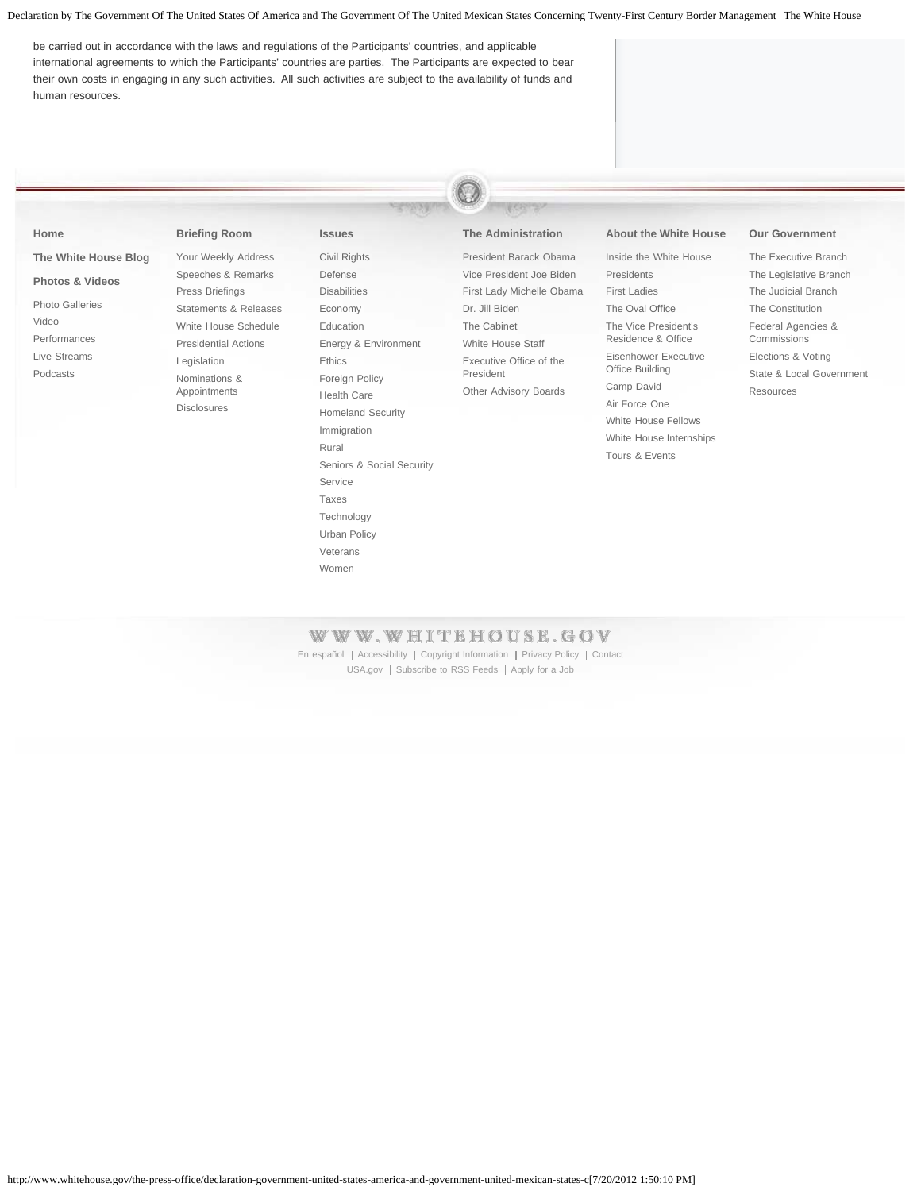be carried out in accordance with the laws and regulations of the Participants' countries, and applicable international agreements to which the Participants' countries are parties. The Participants are expected to bear their own costs in engaging in any such activities. All such activities are subject to the availability of funds and human resources.

**Home**

**The White House Blog**

**Photos & Videos**

- Photo Galleries
- Video
- Performances
- Live Streams
- Podcasts

**Briefing Room**

- Your Weekly Address
- Speeches & Remarks
- Press Briefings
- Statements & Releases
- White House Schedule
- Presidential Actions
- Legislation
- Nominations & Appointments
- Disclosures

**Issues**

- Civil Rights
- Defense
- Disabilities
- Economy
- Education
- Energy & Environment
- Ethics
- Foreign Policy
- Health Care
- Homeland Security
- Immigration
- Rural
- Seniors & Social Security
- Service
- Taxes
- Technology
- Urban Policy
- Veterans
- Women

**The Administration**

- President Barack Obama
- Vice President Joe Biden
- First Lady Michelle Obama
- Dr. Jill Biden
- The Cabinet
- White House Staff
- Executive Office of the President
- Other Advisory Boards

**About the White House**

- Inside the White House
- Presidents
- First Ladies
- The Oval Office
- The Vice President's Residence & Office
- Eisenhower Executive Office Building
- Camp David
- Air Force One
- White House Fellows
- White House Internships
- Tours & Events

**Our Government**

- The Executive Branch
- The Legislative Branch
- The Judicial Branch
- The Constitution
- Federal Agencies & Commissions
- Elections & Voting
- State & Local Government
- Resources

WWW.WHITEHOUSE.GOV

En español | Accessibility | Copyright Information | Privacy Policy | Contact

USA.gov | Subscribe to RSS Feeds | Apply for a Job